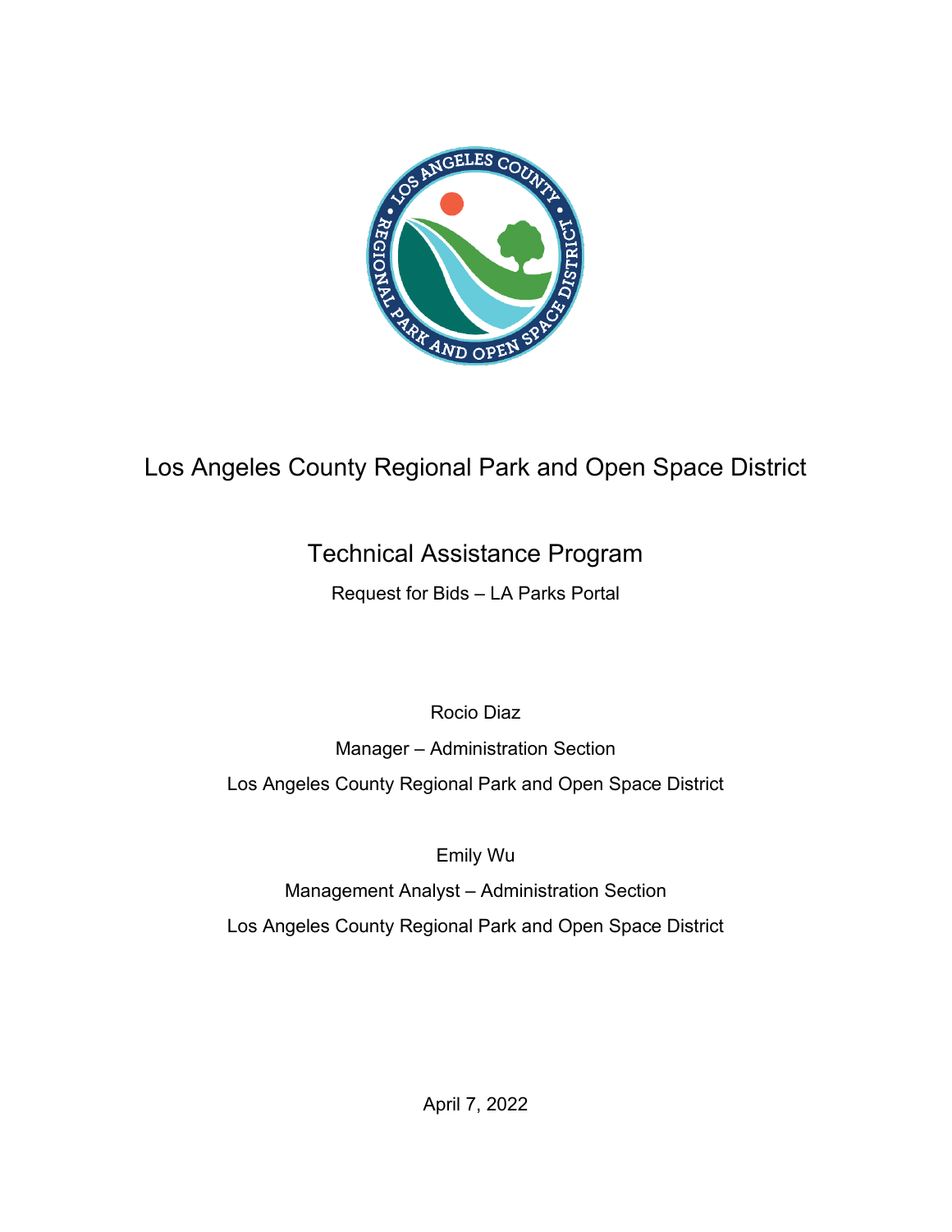# Los Angeles County Regional Park and Open Space District

## Technical Assistance Program

Request for Bids – LA Parks Portal

Rocio Diaz

Manager – Administration Section

Los Angeles County Regional Park and Open Space District

Emily Wu

Management Analyst – Administration Section

Los Angeles County Regional Park and Open Space District

April 7, 2022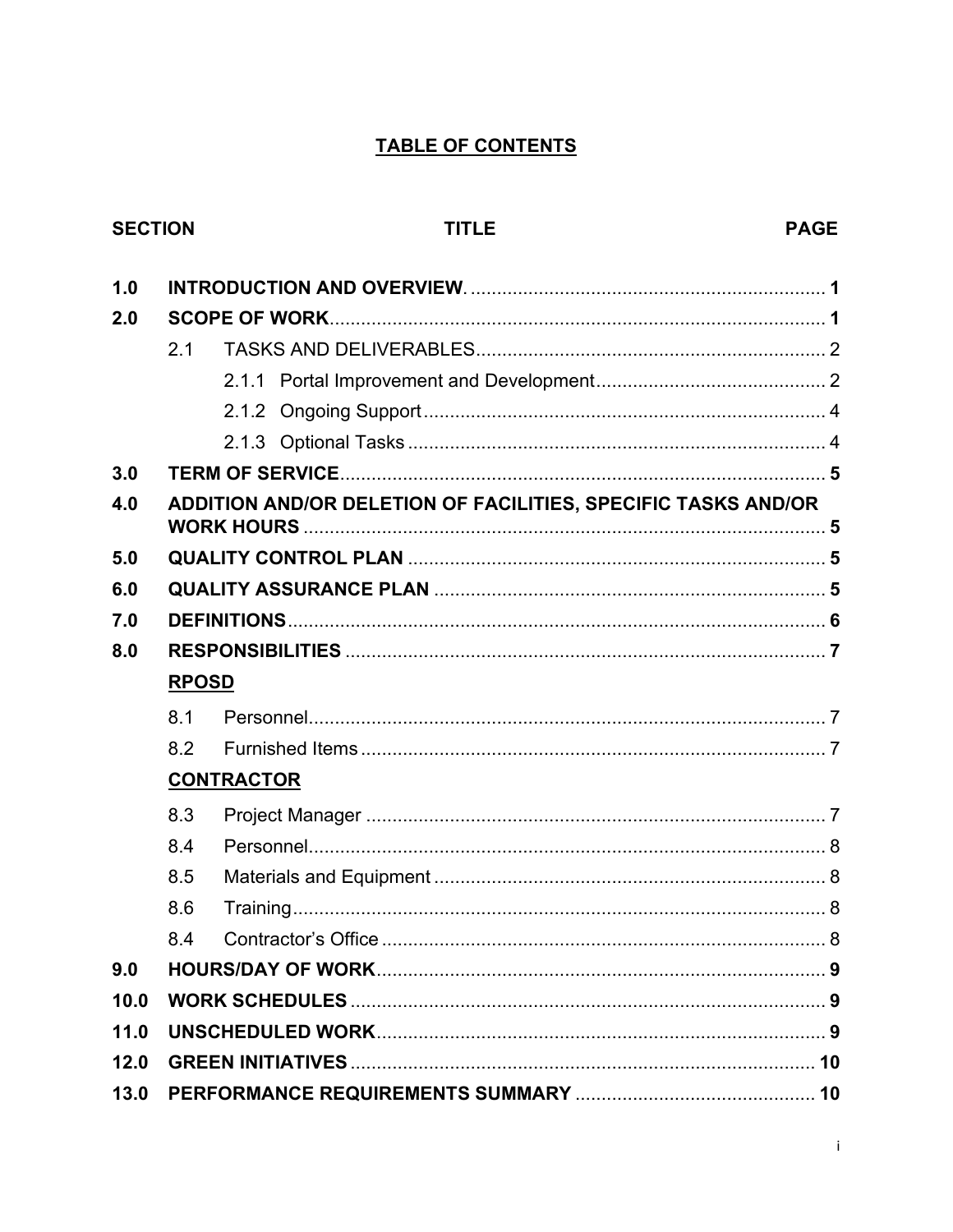# TABLE OF CONTENTS

| SECTION | TITLE | PAGE |
|---|---|---|
| **1.0** | **INTRODUCTION AND OVERVIEW.** | **1** |
| **2.0** | **SCOPE OF WORK** | **1** |
| | 2.1 TASKS AND DELIVERABLES | 2 |
| | 2.1.1 Portal Improvement and Development | 2 |
| | 2.1.2 Ongoing Support | 4 |
| | 2.1.3 Optional Tasks | 4 |
| **3.0** | **TERM OF SERVICE** | **5** |
| **4.0** | **ADDITION AND/OR DELETION OF FACILITIES, SPECIFIC TASKS AND/OR WORK HOURS** | **5** |
| **5.0** | **QUALITY CONTROL PLAN** | **5** |
| **6.0** | **QUALITY ASSURANCE PLAN** | **5** |
| **7.0** | **DEFINITIONS** | **6** |
| **8.0** | **RESPONSIBILITIES** | **7** |
| | **RPOSD** | |
| | 8.1 Personnel | 7 |
| | 8.2 Furnished Items | 7 |
| | **CONTRACTOR** | |
| | 8.3 Project Manager | 7 |
| | 8.4 Personnel | 8 |
| | 8.5 Materials and Equipment | 8 |
| | 8.6 Training | 8 |
| | 8.4 Contractor's Office | 8 |
| **9.0** | **HOURS/DAY OF WORK** | **9** |
| **10.0** | **WORK SCHEDULES** | **9** |
| **11.0** | **UNSCHEDULED WORK** | **9** |
| **12.0** | **GREEN INITIATIVES** | **10** |
| **13.0** | **PERFORMANCE REQUIREMENTS SUMMARY** | **10** |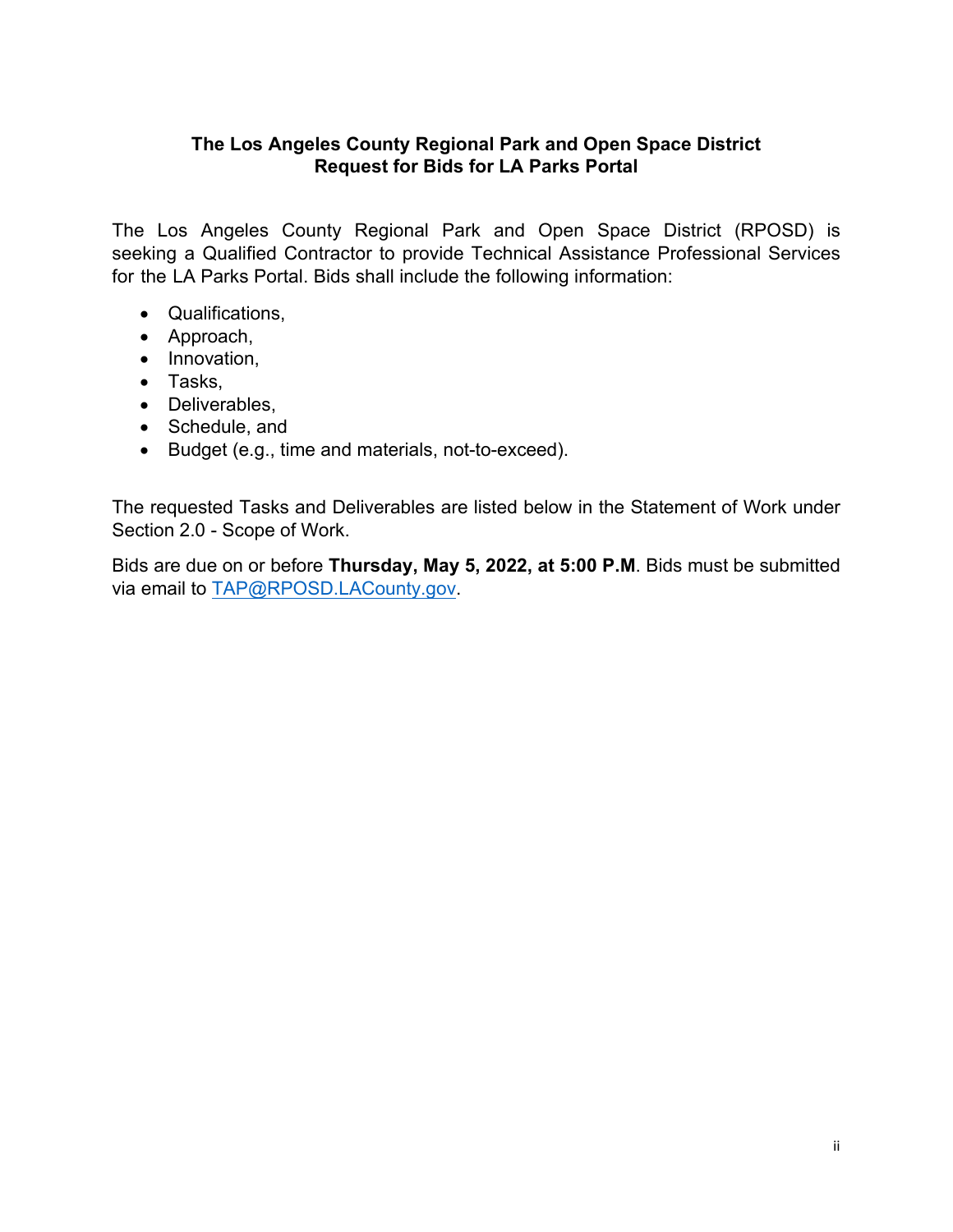**The Los Angeles County Regional Park and Open Space District**
**Request for Bids for LA Parks Portal**

The Los Angeles County Regional Park and Open Space District (RPOSD) is seeking a Qualified Contractor to provide Technical Assistance Professional Services for the LA Parks Portal. Bids shall include the following information:

- Qualifications,
- Approach,
- Innovation,
- Tasks,
- Deliverables,
- Schedule, and
- Budget (e.g., time and materials, not-to-exceed).

The requested Tasks and Deliverables are listed below in the Statement of Work under Section 2.0 - Scope of Work.

Bids are due on or before **Thursday, May 5, 2022, at 5:00 P.M**. Bids must be submitted via email to TAP@RPOSD.LACounty.gov.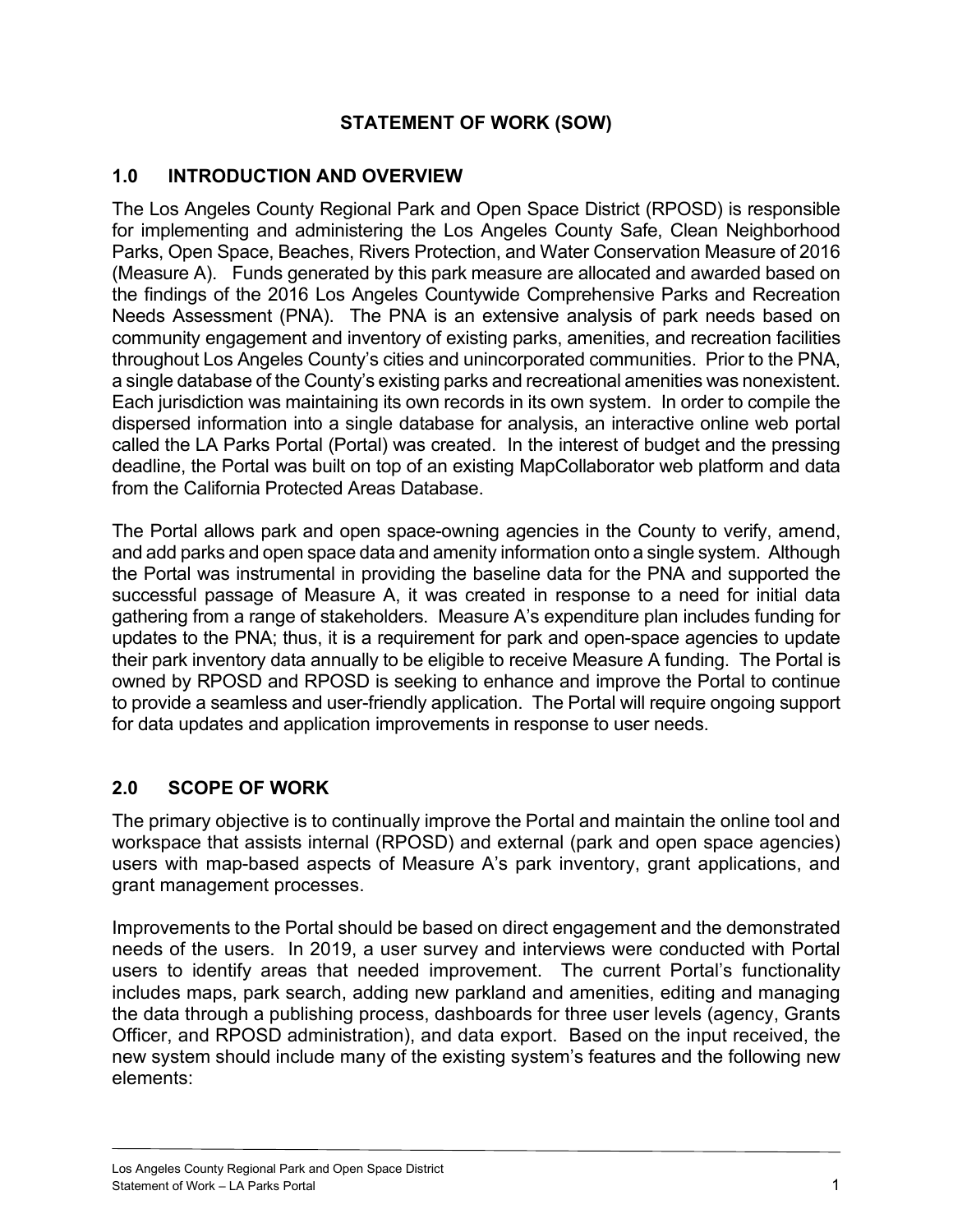# STATEMENT OF WORK (SOW)

## 1.0 INTRODUCTION AND OVERVIEW

The Los Angeles County Regional Park and Open Space District (RPOSD) is responsible for implementing and administering the Los Angeles County Safe, Clean Neighborhood Parks, Open Space, Beaches, Rivers Protection, and Water Conservation Measure of 2016 (Measure A). Funds generated by this park measure are allocated and awarded based on the findings of the 2016 Los Angeles Countywide Comprehensive Parks and Recreation Needs Assessment (PNA). The PNA is an extensive analysis of park needs based on community engagement and inventory of existing parks, amenities, and recreation facilities throughout Los Angeles County's cities and unincorporated communities. Prior to the PNA, a single database of the County's existing parks and recreational amenities was nonexistent. Each jurisdiction was maintaining its own records in its own system. In order to compile the dispersed information into a single database for analysis, an interactive online web portal called the LA Parks Portal (Portal) was created. In the interest of budget and the pressing deadline, the Portal was built on top of an existing MapCollaborator web platform and data from the California Protected Areas Database.

The Portal allows park and open space-owning agencies in the County to verify, amend, and add parks and open space data and amenity information onto a single system. Although the Portal was instrumental in providing the baseline data for the PNA and supported the successful passage of Measure A, it was created in response to a need for initial data gathering from a range of stakeholders. Measure A's expenditure plan includes funding for updates to the PNA; thus, it is a requirement for park and open-space agencies to update their park inventory data annually to be eligible to receive Measure A funding. The Portal is owned by RPOSD and RPOSD is seeking to enhance and improve the Portal to continue to provide a seamless and user-friendly application. The Portal will require ongoing support for data updates and application improvements in response to user needs.

## 2.0 SCOPE OF WORK

The primary objective is to continually improve the Portal and maintain the online tool and workspace that assists internal (RPOSD) and external (park and open space agencies) users with map-based aspects of Measure A's park inventory, grant applications, and grant management processes.

Improvements to the Portal should be based on direct engagement and the demonstrated needs of the users. In 2019, a user survey and interviews were conducted with Portal users to identify areas that needed improvement. The current Portal's functionality includes maps, park search, adding new parkland and amenities, editing and managing the data through a publishing process, dashboards for three user levels (agency, Grants Officer, and RPOSD administration), and data export. Based on the input received, the new system should include many of the existing system's features and the following new elements: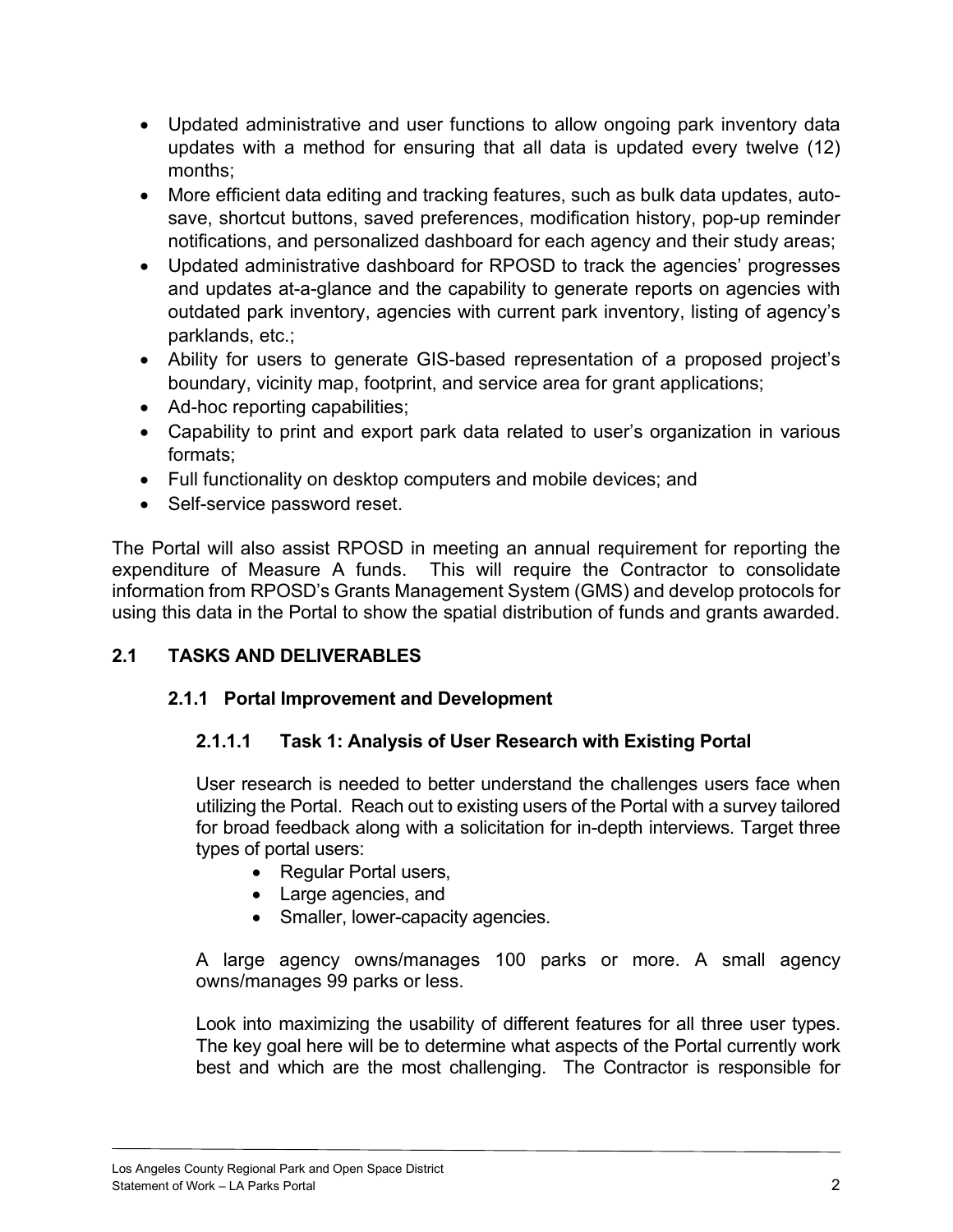- Updated administrative and user functions to allow ongoing park inventory data updates with a method for ensuring that all data is updated every twelve (12) months;
- More efficient data editing and tracking features, such as bulk data updates, auto-save, shortcut buttons, saved preferences, modification history, pop-up reminder notifications, and personalized dashboard for each agency and their study areas;
- Updated administrative dashboard for RPOSD to track the agencies' progresses and updates at-a-glance and the capability to generate reports on agencies with outdated park inventory, agencies with current park inventory, listing of agency's parklands, etc.;
- Ability for users to generate GIS-based representation of a proposed project's boundary, vicinity map, footprint, and service area for grant applications;
- Ad-hoc reporting capabilities;
- Capability to print and export park data related to user's organization in various formats;
- Full functionality on desktop computers and mobile devices; and
- Self-service password reset.

The Portal will also assist RPOSD in meeting an annual requirement for reporting the expenditure of Measure A funds. This will require the Contractor to consolidate information from RPOSD's Grants Management System (GMS) and develop protocols for using this data in the Portal to show the spatial distribution of funds and grants awarded.

## 2.1 TASKS AND DELIVERABLES

### 2.1.1 Portal Improvement and Development

#### 2.1.1.1 Task 1: Analysis of User Research with Existing Portal

User research is needed to better understand the challenges users face when utilizing the Portal. Reach out to existing users of the Portal with a survey tailored for broad feedback along with a solicitation for in-depth interviews. Target three types of portal users:

- Regular Portal users,
- Large agencies, and
- Smaller, lower-capacity agencies.

A large agency owns/manages 100 parks or more. A small agency owns/manages 99 parks or less.

Look into maximizing the usability of different features for all three user types. The key goal here will be to determine what aspects of the Portal currently work best and which are the most challenging. The Contractor is responsible for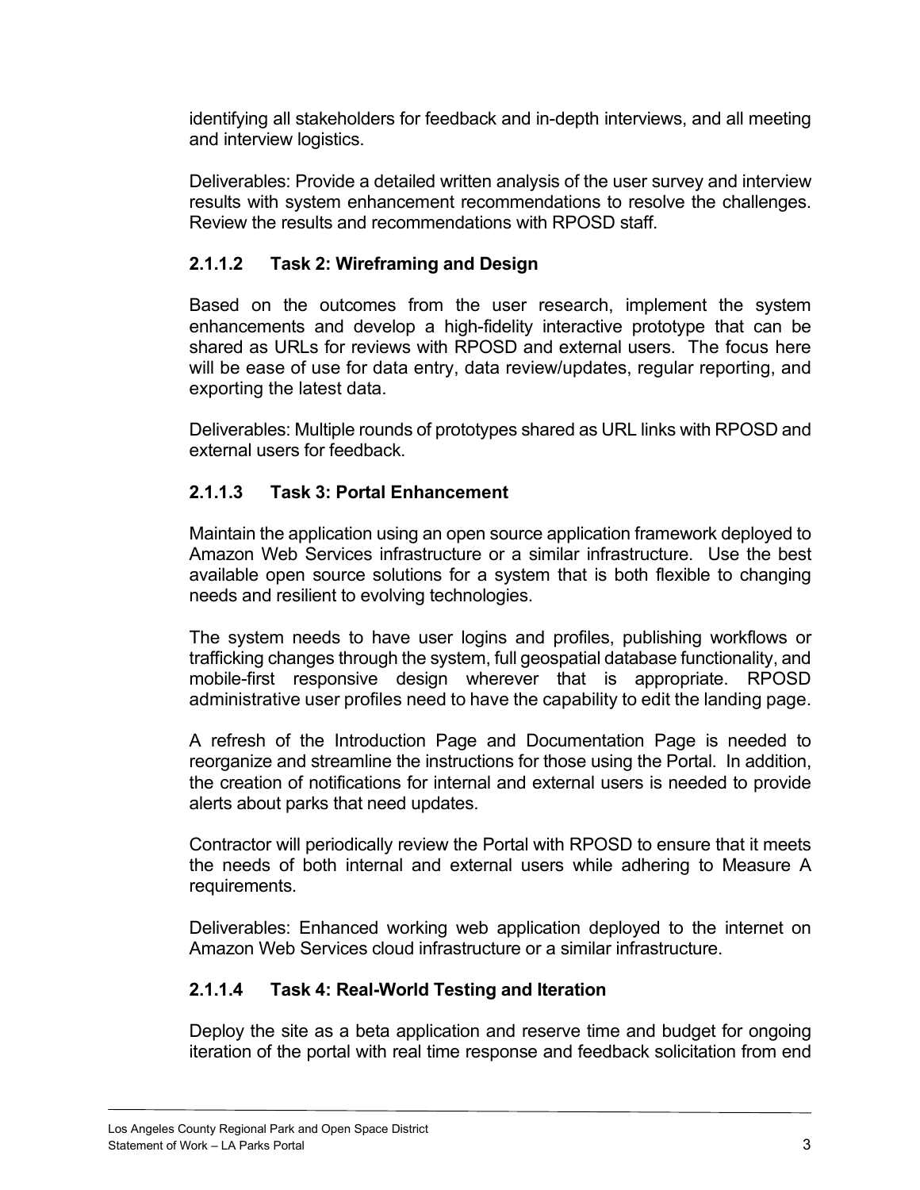identifying all stakeholders for feedback and in-depth interviews, and all meeting and interview logistics.

Deliverables: Provide a detailed written analysis of the user survey and interview results with system enhancement recommendations to resolve the challenges. Review the results and recommendations with RPOSD staff.

#### 2.1.1.2 Task 2: Wireframing and Design

Based on the outcomes from the user research, implement the system enhancements and develop a high-fidelity interactive prototype that can be shared as URLs for reviews with RPOSD and external users. The focus here will be ease of use for data entry, data review/updates, regular reporting, and exporting the latest data.

Deliverables: Multiple rounds of prototypes shared as URL links with RPOSD and external users for feedback.

#### 2.1.1.3 Task 3: Portal Enhancement

Maintain the application using an open source application framework deployed to Amazon Web Services infrastructure or a similar infrastructure. Use the best available open source solutions for a system that is both flexible to changing needs and resilient to evolving technologies.

The system needs to have user logins and profiles, publishing workflows or trafficking changes through the system, full geospatial database functionality, and mobile-first responsive design wherever that is appropriate. RPOSD administrative user profiles need to have the capability to edit the landing page.

A refresh of the Introduction Page and Documentation Page is needed to reorganize and streamline the instructions for those using the Portal. In addition, the creation of notifications for internal and external users is needed to provide alerts about parks that need updates.

Contractor will periodically review the Portal with RPOSD to ensure that it meets the needs of both internal and external users while adhering to Measure A requirements.

Deliverables: Enhanced working web application deployed to the internet on Amazon Web Services cloud infrastructure or a similar infrastructure.

#### 2.1.1.4 Task 4: Real-World Testing and Iteration

Deploy the site as a beta application and reserve time and budget for ongoing iteration of the portal with real time response and feedback solicitation from end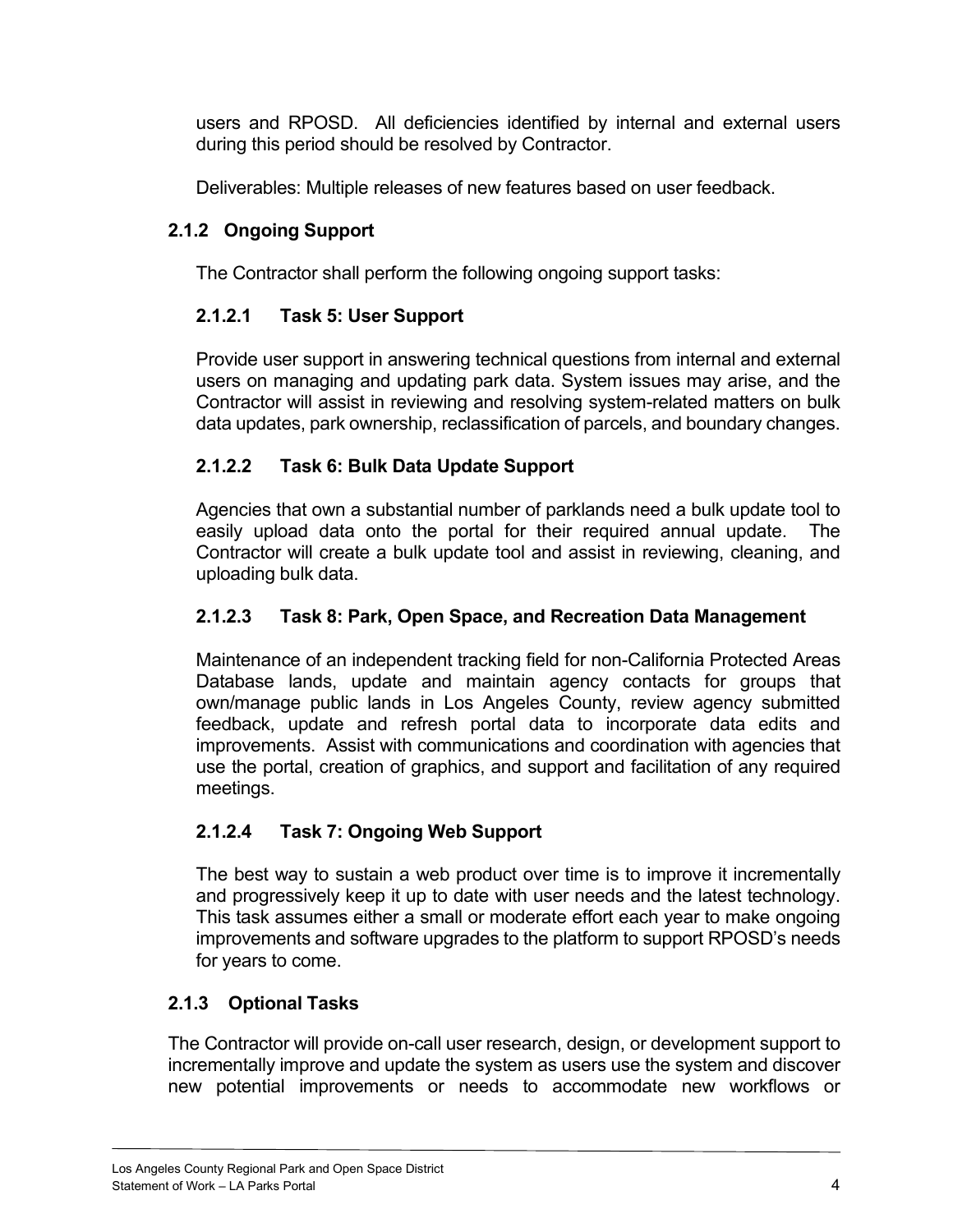users and RPOSD. All deficiencies identified by internal and external users during this period should be resolved by Contractor.

Deliverables: Multiple releases of new features based on user feedback.

### 2.1.2 Ongoing Support

The Contractor shall perform the following ongoing support tasks:

#### 2.1.2.1 Task 5: User Support

Provide user support in answering technical questions from internal and external users on managing and updating park data. System issues may arise, and the Contractor will assist in reviewing and resolving system-related matters on bulk data updates, park ownership, reclassification of parcels, and boundary changes.

#### 2.1.2.2 Task 6: Bulk Data Update Support

Agencies that own a substantial number of parklands need a bulk update tool to easily upload data onto the portal for their required annual update. The Contractor will create a bulk update tool and assist in reviewing, cleaning, and uploading bulk data.

#### 2.1.2.3 Task 8: Park, Open Space, and Recreation Data Management

Maintenance of an independent tracking field for non-California Protected Areas Database lands, update and maintain agency contacts for groups that own/manage public lands in Los Angeles County, review agency submitted feedback, update and refresh portal data to incorporate data edits and improvements. Assist with communications and coordination with agencies that use the portal, creation of graphics, and support and facilitation of any required meetings.

#### 2.1.2.4 Task 7: Ongoing Web Support

The best way to sustain a web product over time is to improve it incrementally and progressively keep it up to date with user needs and the latest technology. This task assumes either a small or moderate effort each year to make ongoing improvements and software upgrades to the platform to support RPOSD's needs for years to come.

### 2.1.3 Optional Tasks

The Contractor will provide on-call user research, design, or development support to incrementally improve and update the system as users use the system and discover new potential improvements or needs to accommodate new workflows or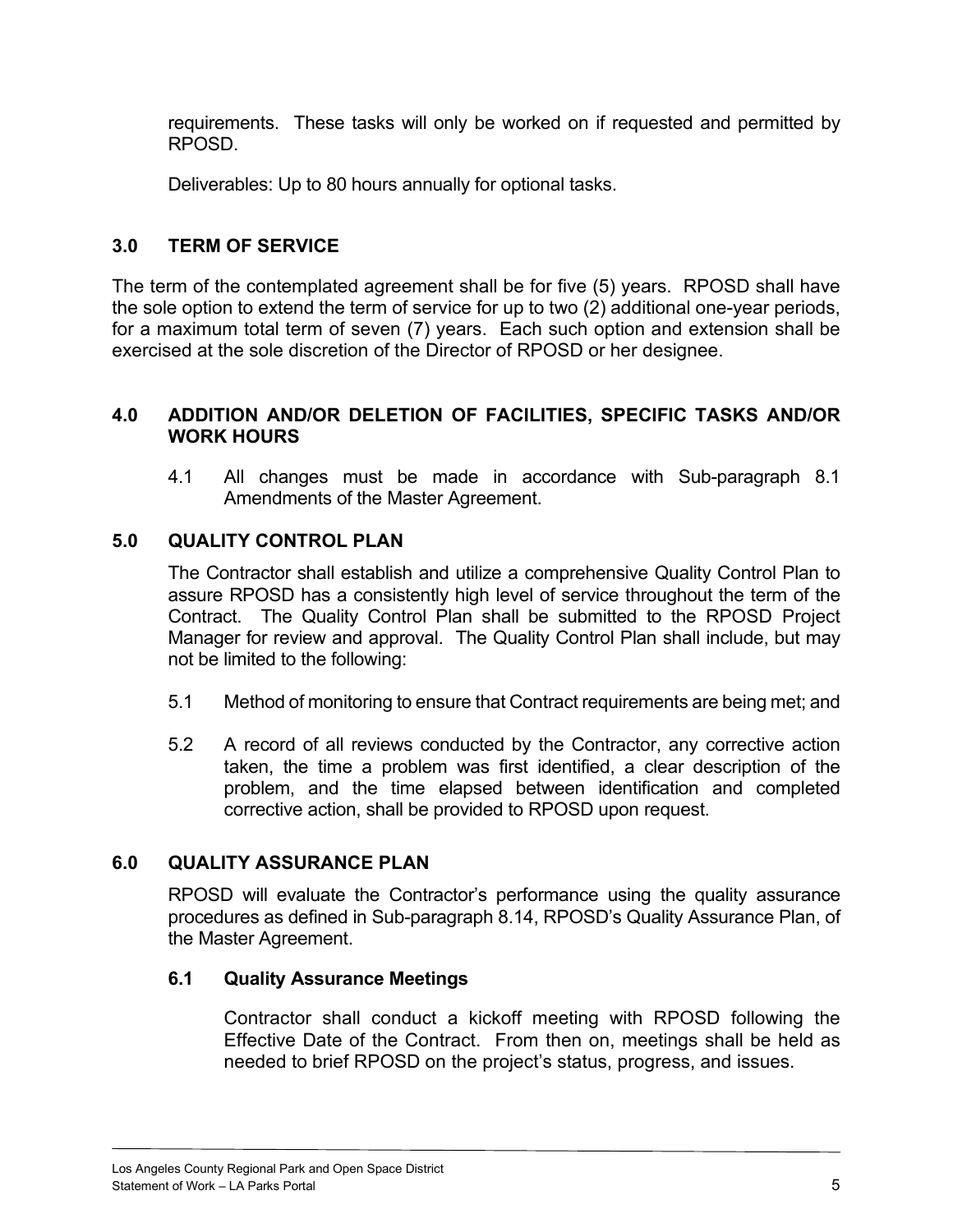requirements. These tasks will only be worked on if requested and permitted by RPOSD.

Deliverables: Up to 80 hours annually for optional tasks.

## 3.0 TERM OF SERVICE

The term of the contemplated agreement shall be for five (5) years. RPOSD shall have the sole option to extend the term of service for up to two (2) additional one-year periods, for a maximum total term of seven (7) years. Each such option and extension shall be exercised at the sole discretion of the Director of RPOSD or her designee.

## 4.0 ADDITION AND/OR DELETION OF FACILITIES, SPECIFIC TASKS AND/OR WORK HOURS

4.1 All changes must be made in accordance with Sub-paragraph 8.1 Amendments of the Master Agreement.

## 5.0 QUALITY CONTROL PLAN

The Contractor shall establish and utilize a comprehensive Quality Control Plan to assure RPOSD has a consistently high level of service throughout the term of the Contract. The Quality Control Plan shall be submitted to the RPOSD Project Manager for review and approval. The Quality Control Plan shall include, but may not be limited to the following:

5.1 Method of monitoring to ensure that Contract requirements are being met; and

5.2 A record of all reviews conducted by the Contractor, any corrective action taken, the time a problem was first identified, a clear description of the problem, and the time elapsed between identification and completed corrective action, shall be provided to RPOSD upon request.

## 6.0 QUALITY ASSURANCE PLAN

RPOSD will evaluate the Contractor's performance using the quality assurance procedures as defined in Sub-paragraph 8.14, RPOSD's Quality Assurance Plan, of the Master Agreement.

### 6.1 Quality Assurance Meetings

Contractor shall conduct a kickoff meeting with RPOSD following the Effective Date of the Contract. From then on, meetings shall be held as needed to brief RPOSD on the project's status, progress, and issues.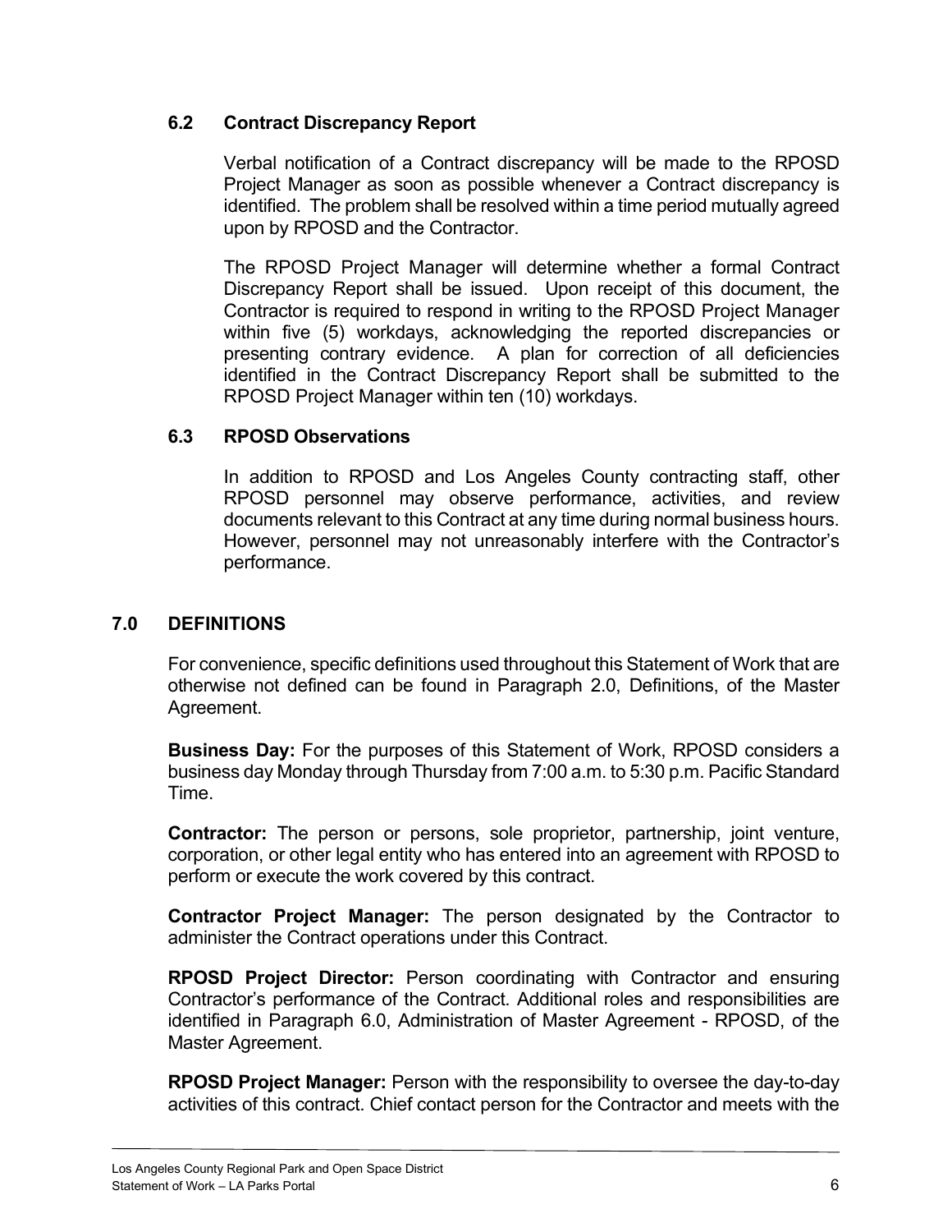### 6.2 Contract Discrepancy Report

Verbal notification of a Contract discrepancy will be made to the RPOSD Project Manager as soon as possible whenever a Contract discrepancy is identified. The problem shall be resolved within a time period mutually agreed upon by RPOSD and the Contractor.

The RPOSD Project Manager will determine whether a formal Contract Discrepancy Report shall be issued. Upon receipt of this document, the Contractor is required to respond in writing to the RPOSD Project Manager within five (5) workdays, acknowledging the reported discrepancies or presenting contrary evidence. A plan for correction of all deficiencies identified in the Contract Discrepancy Report shall be submitted to the RPOSD Project Manager within ten (10) workdays.

### 6.3 RPOSD Observations

In addition to RPOSD and Los Angeles County contracting staff, other RPOSD personnel may observe performance, activities, and review documents relevant to this Contract at any time during normal business hours. However, personnel may not unreasonably interfere with the Contractor's performance.

## 7.0 DEFINITIONS

For convenience, specific definitions used throughout this Statement of Work that are otherwise not defined can be found in Paragraph 2.0, Definitions, of the Master Agreement.

**Business Day:** For the purposes of this Statement of Work, RPOSD considers a business day Monday through Thursday from 7:00 a.m. to 5:30 p.m. Pacific Standard Time.

**Contractor:** The person or persons, sole proprietor, partnership, joint venture, corporation, or other legal entity who has entered into an agreement with RPOSD to perform or execute the work covered by this contract.

**Contractor Project Manager:** The person designated by the Contractor to administer the Contract operations under this Contract.

**RPOSD Project Director:** Person coordinating with Contractor and ensuring Contractor's performance of the Contract. Additional roles and responsibilities are identified in Paragraph 6.0, Administration of Master Agreement - RPOSD, of the Master Agreement.

**RPOSD Project Manager:** Person with the responsibility to oversee the day-to-day activities of this contract. Chief contact person for the Contractor and meets with the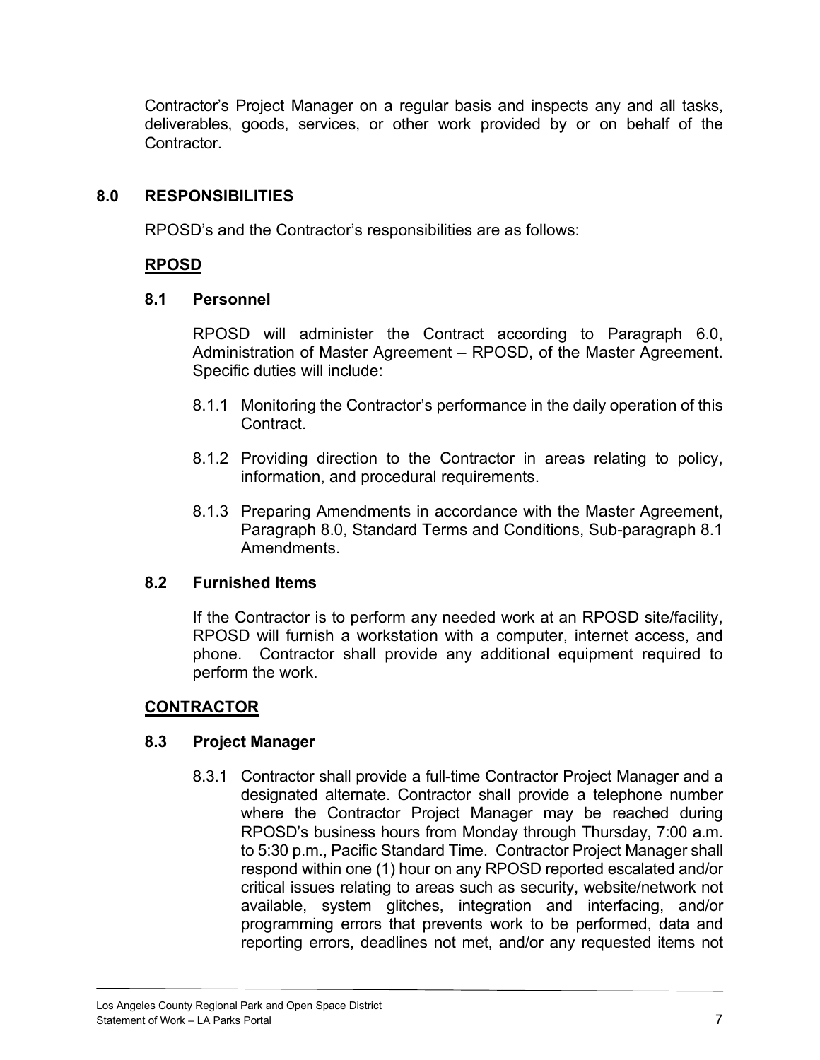Contractor's Project Manager on a regular basis and inspects any and all tasks, deliverables, goods, services, or other work provided by or on behalf of the Contractor.

## 8.0 RESPONSIBILITIES

RPOSD's and the Contractor's responsibilities are as follows:

**RPOSD**

### 8.1 Personnel

RPOSD will administer the Contract according to Paragraph 6.0, Administration of Master Agreement – RPOSD, of the Master Agreement. Specific duties will include:

8.1.1 Monitoring the Contractor's performance in the daily operation of this Contract.

8.1.2 Providing direction to the Contractor in areas relating to policy, information, and procedural requirements.

8.1.3 Preparing Amendments in accordance with the Master Agreement, Paragraph 8.0, Standard Terms and Conditions, Sub-paragraph 8.1 Amendments.

### 8.2 Furnished Items

If the Contractor is to perform any needed work at an RPOSD site/facility, RPOSD will furnish a workstation with a computer, internet access, and phone. Contractor shall provide any additional equipment required to perform the work.

**CONTRACTOR**

### 8.3 Project Manager

8.3.1 Contractor shall provide a full-time Contractor Project Manager and a designated alternate. Contractor shall provide a telephone number where the Contractor Project Manager may be reached during RPOSD's business hours from Monday through Thursday, 7:00 a.m. to 5:30 p.m., Pacific Standard Time. Contractor Project Manager shall respond within one (1) hour on any RPOSD reported escalated and/or critical issues relating to areas such as security, website/network not available, system glitches, integration and interfacing, and/or programming errors that prevents work to be performed, data and reporting errors, deadlines not met, and/or any requested items not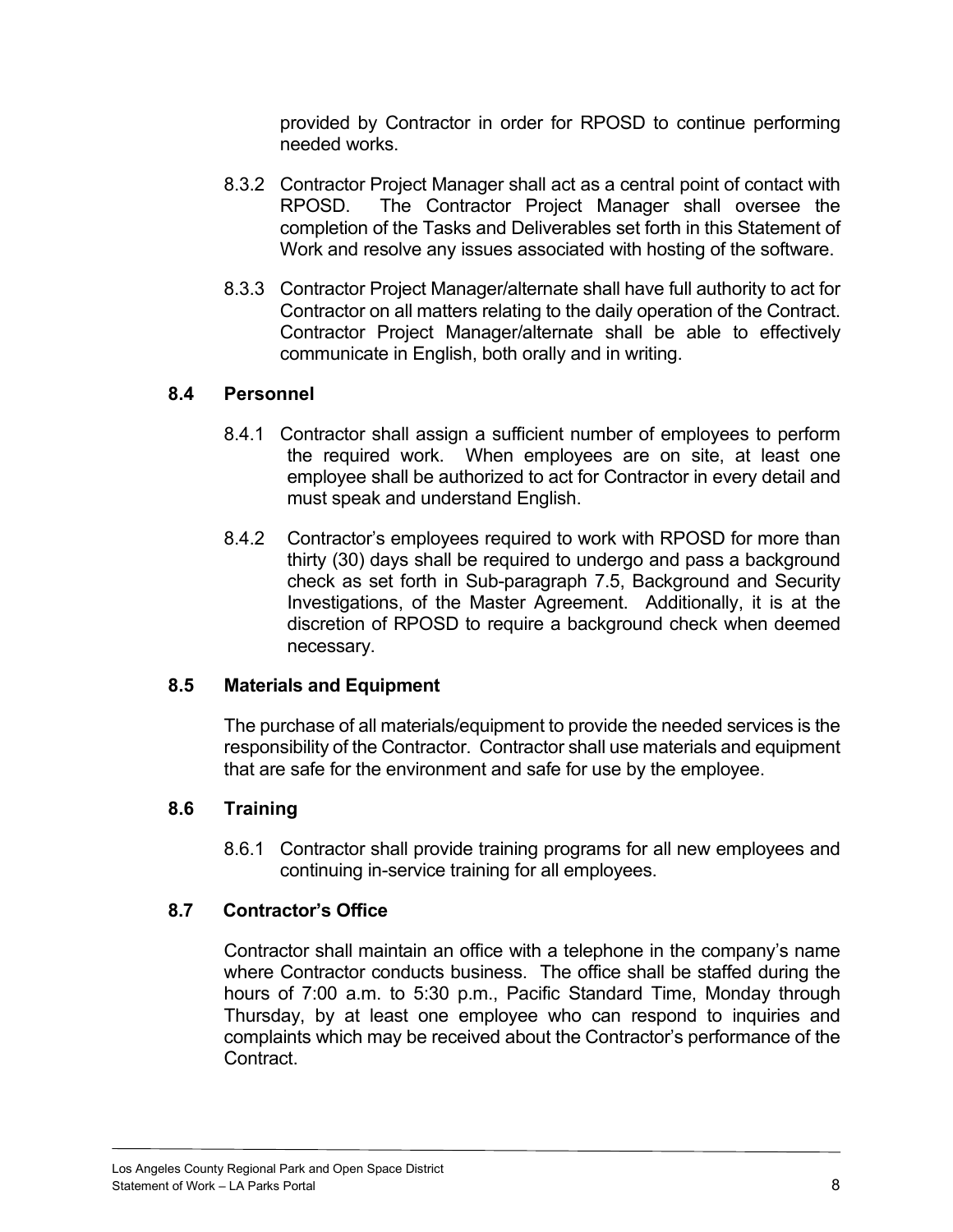provided by Contractor in order for RPOSD to continue performing needed works.

8.3.2 Contractor Project Manager shall act as a central point of contact with RPOSD. The Contractor Project Manager shall oversee the completion of the Tasks and Deliverables set forth in this Statement of Work and resolve any issues associated with hosting of the software.

8.3.3 Contractor Project Manager/alternate shall have full authority to act for Contractor on all matters relating to the daily operation of the Contract. Contractor Project Manager/alternate shall be able to effectively communicate in English, both orally and in writing.

### 8.4 Personnel

8.4.1 Contractor shall assign a sufficient number of employees to perform the required work. When employees are on site, at least one employee shall be authorized to act for Contractor in every detail and must speak and understand English.

8.4.2 Contractor's employees required to work with RPOSD for more than thirty (30) days shall be required to undergo and pass a background check as set forth in Sub-paragraph 7.5, Background and Security Investigations, of the Master Agreement. Additionally, it is at the discretion of RPOSD to require a background check when deemed necessary.

### 8.5 Materials and Equipment

The purchase of all materials/equipment to provide the needed services is the responsibility of the Contractor. Contractor shall use materials and equipment that are safe for the environment and safe for use by the employee.

### 8.6 Training

8.6.1 Contractor shall provide training programs for all new employees and continuing in-service training for all employees.

### 8.7 Contractor's Office

Contractor shall maintain an office with a telephone in the company's name where Contractor conducts business. The office shall be staffed during the hours of 7:00 a.m. to 5:30 p.m., Pacific Standard Time, Monday through Thursday, by at least one employee who can respond to inquiries and complaints which may be received about the Contractor's performance of the Contract.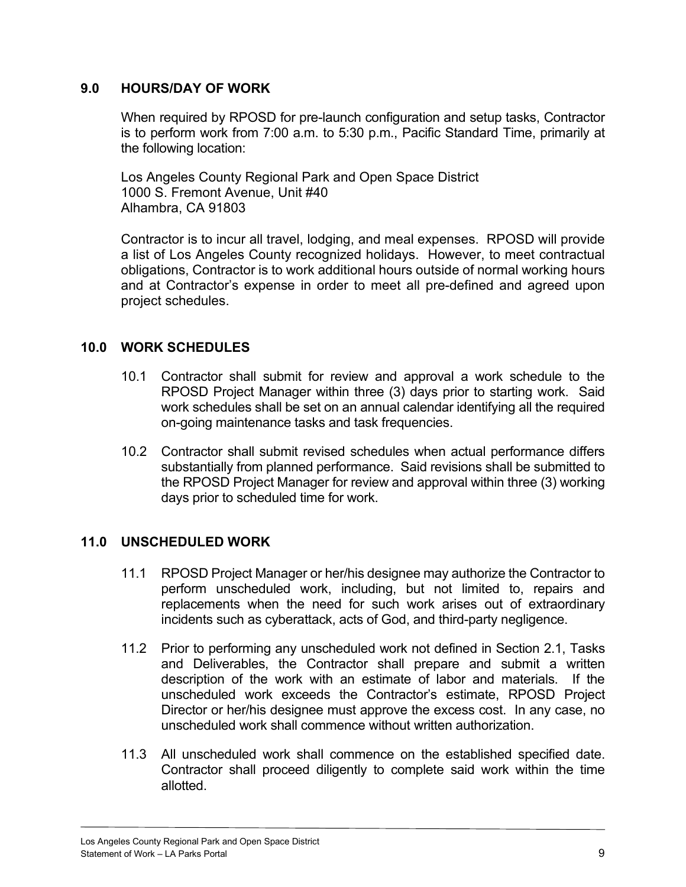## 9.0 HOURS/DAY OF WORK

When required by RPOSD for pre-launch configuration and setup tasks, Contractor is to perform work from 7:00 a.m. to 5:30 p.m., Pacific Standard Time, primarily at the following location:

Los Angeles County Regional Park and Open Space District
1000 S. Fremont Avenue, Unit #40
Alhambra, CA 91803

Contractor is to incur all travel, lodging, and meal expenses. RPOSD will provide a list of Los Angeles County recognized holidays. However, to meet contractual obligations, Contractor is to work additional hours outside of normal working hours and at Contractor's expense in order to meet all pre-defined and agreed upon project schedules.

## 10.0 WORK SCHEDULES

10.1 Contractor shall submit for review and approval a work schedule to the RPOSD Project Manager within three (3) days prior to starting work. Said work schedules shall be set on an annual calendar identifying all the required on-going maintenance tasks and task frequencies.

10.2 Contractor shall submit revised schedules when actual performance differs substantially from planned performance. Said revisions shall be submitted to the RPOSD Project Manager for review and approval within three (3) working days prior to scheduled time for work.

## 11.0 UNSCHEDULED WORK

11.1 RPOSD Project Manager or her/his designee may authorize the Contractor to perform unscheduled work, including, but not limited to, repairs and replacements when the need for such work arises out of extraordinary incidents such as cyberattack, acts of God, and third-party negligence.

11.2 Prior to performing any unscheduled work not defined in Section 2.1, Tasks and Deliverables, the Contractor shall prepare and submit a written description of the work with an estimate of labor and materials. If the unscheduled work exceeds the Contractor's estimate, RPOSD Project Director or her/his designee must approve the excess cost. In any case, no unscheduled work shall commence without written authorization.

11.3 All unscheduled work shall commence on the established specified date. Contractor shall proceed diligently to complete said work within the time allotted.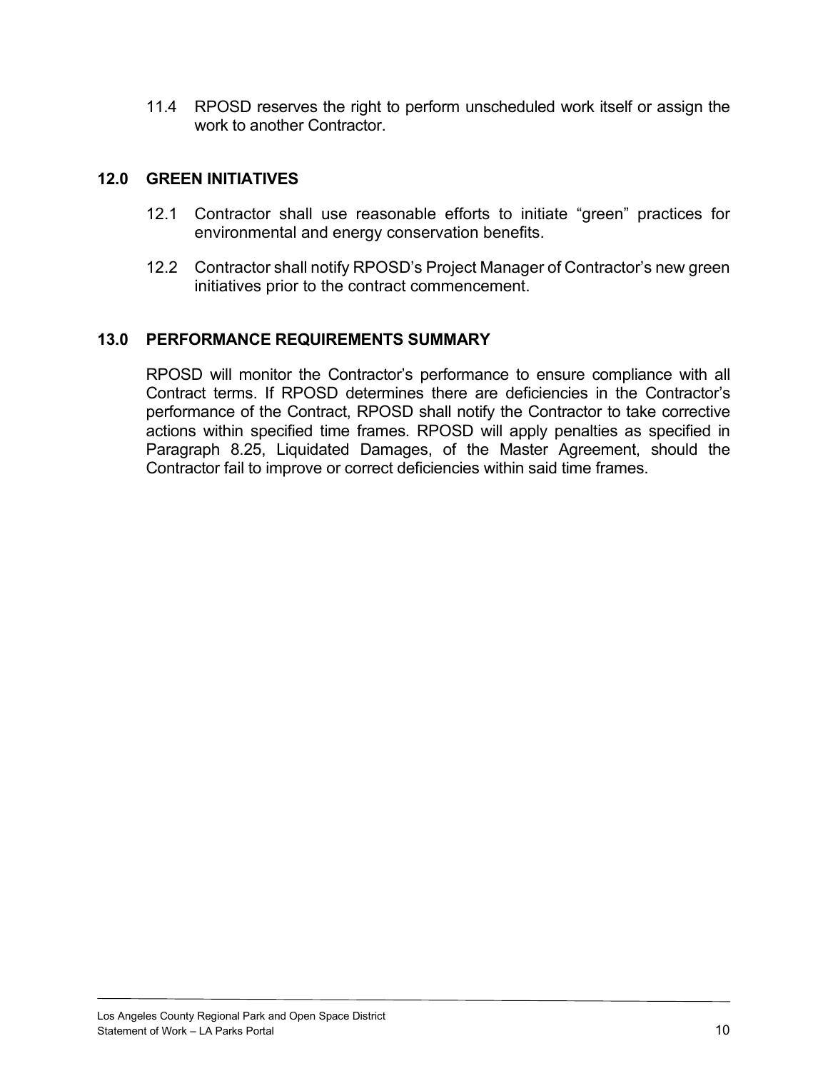11.4 RPOSD reserves the right to perform unscheduled work itself or assign the work to another Contractor.

## 12.0 GREEN INITIATIVES

12.1 Contractor shall use reasonable efforts to initiate “green” practices for environmental and energy conservation benefits.

12.2 Contractor shall notify RPOSD’s Project Manager of Contractor’s new green initiatives prior to the contract commencement.

## 13.0 PERFORMANCE REQUIREMENTS SUMMARY

RPOSD will monitor the Contractor’s performance to ensure compliance with all Contract terms. If RPOSD determines there are deficiencies in the Contractor’s performance of the Contract, RPOSD shall notify the Contractor to take corrective actions within specified time frames. RPOSD will apply penalties as specified in Paragraph 8.25, Liquidated Damages, of the Master Agreement, should the Contractor fail to improve or correct deficiencies within said time frames.